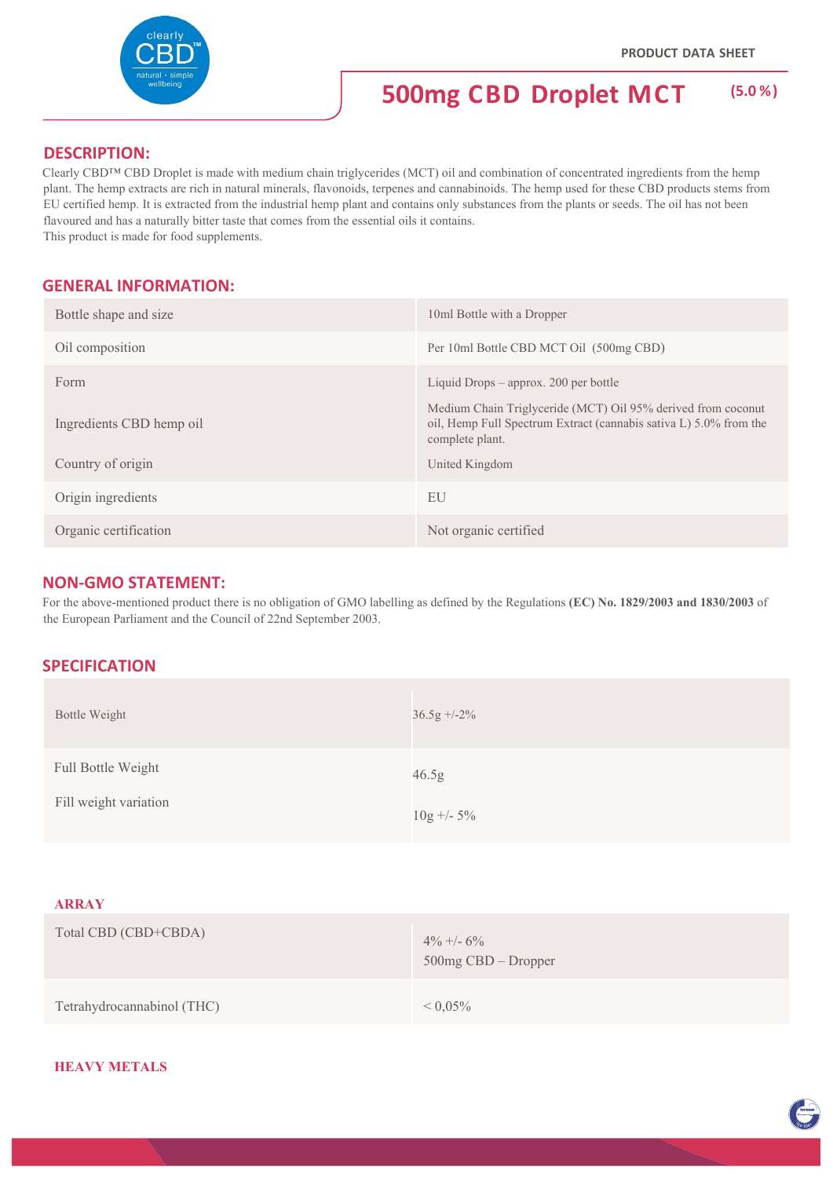PRODUCT DATA SHEET

# 500mg CBD Droplet MCT (5.0 %)

## DESCRIPTION:

Clearly CBD™ CBD Droplet is made with medium chain triglycerides (MCT) oil and combination of concentrated ingredients from the hemp plant. The hemp extracts are rich in natural minerals, flavonoids, terpenes and cannabinoids. The hemp used for these CBD products stems from EU certified hemp. It is extracted from the industrial hemp plant and contains only substances from the plants or seeds. The oil has not been flavoured and has a naturally bitter taste that comes from the essential oils it contains.
This product is made for food supplements.

## GENERAL INFORMATION:

| | |
|---|---|
| Bottle shape and size | 10ml Bottle with a Dropper |
| Oil composition | Per 10ml Bottle CBD MCT Oil (500mg CBD) |
| Form | Liquid Drops – approx. 200 per bottle |
| Ingredients CBD hemp oil | Medium Chain Triglyceride (MCT) Oil 95% derived from coconut oil, Hemp Full Spectrum Extract (cannabis sativa L) 5.0% from the complete plant. |
| Country of origin | United Kingdom |
| Origin ingredients | EU |
| Organic certification | Not organic certified |

## NON-GMO STATEMENT:

For the above-mentioned product there is no obligation of GMO labelling as defined by the Regulations **(EC) No. 1829/2003 and 1830/2003** of the European Parliament and the Council of 22nd September 2003.

## SPECIFICATION

| | |
|---|---|
| Bottle Weight | 36.5g +/-2% |
| Full Bottle Weight | 46.5g |
| Fill weight variation | 10g +/- 5% |

### ARRAY

| | |
|---|---|
| Total CBD (CBD+CBDA) | 4% +/- 6%<br>500mg CBD – Dropper |
| Tetrahydrocannabinol (THC) | < 0,05% |

### HEAVY METALS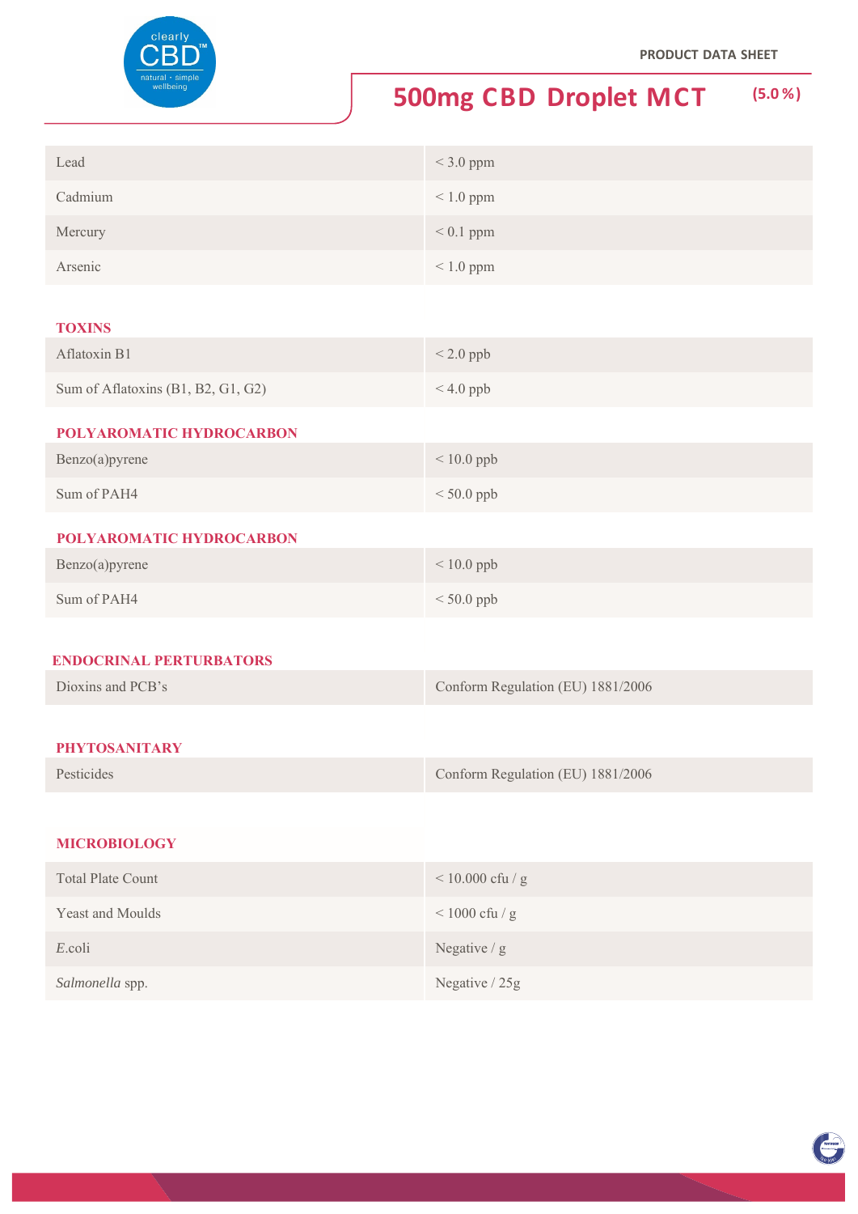| Lead | < 3.0 ppm |
|---|---|
| Cadmium | < 1.0 ppm |
| Mercury | < 0.1 ppm |
| Arsenic | < 1.0 ppm |

**TOXINS**

| Aflatoxin B1 | < 2.0 ppb |
|---|---|
| Sum of Aflatoxins (B1, B2, G1, G2) | < 4.0 ppb |

**POLYAROMATIC HYDROCARBON**

| Benzo(a)pyrene | < 10.0 ppb |
|---|---|
| Sum of PAH4 | < 50.0 ppb |

**POLYAROMATIC HYDROCARBON**

| Benzo(a)pyrene | < 10.0 ppb |
|---|---|
| Sum of PAH4 | < 50.0 ppb |

**ENDOCRINAL PERTURBATORS**

| Dioxins and PCB's | Conform Regulation (EU) 1881/2006 |
|---|---|

**PHYTOSANITARY**

| Pesticides | Conform Regulation (EU) 1881/2006 |
|---|---|

**MICROBIOLOGY**

| Total Plate Count | < 10.000 cfu / g |
|---|---|
| Yeast and Moulds | < 1000 cfu / g |
| *E.*coli | Negative / g |
| *Salmonella* spp. | Negative / 25g |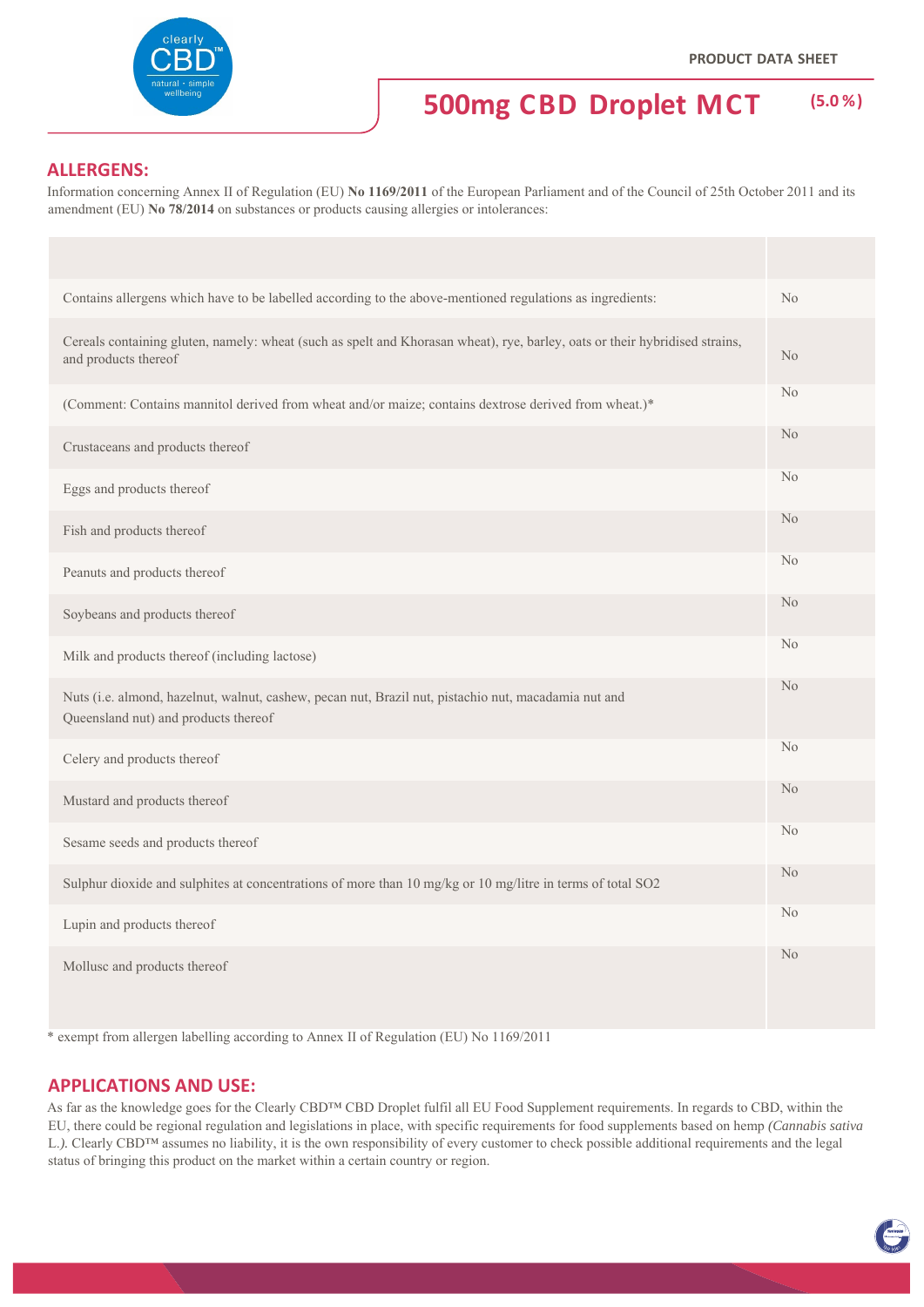PRODUCT DATA SHEET

# 500mg CBD Droplet MCT (5.0 %)

## ALLERGENS:

Information concerning Annex II of Regulation (EU) **No 1169/2011** of the European Parliament and of the Council of 25th October 2011 and its amendment (EU) **No 78/2014** on substances or products causing allergies or intolerances:

| | |
|---|---|
| Contains allergens which have to be labelled according to the above-mentioned regulations as ingredients: | No |
| Cereals containing gluten, namely: wheat (such as spelt and Khorasan wheat), rye, barley, oats or their hybridised strains, and products thereof | No |
| (Comment: Contains mannitol derived from wheat and/or maize; contains dextrose derived from wheat.)* | No |
| Crustaceans and products thereof | No |
| Eggs and products thereof | No |
| Fish and products thereof | No |
| Peanuts and products thereof | No |
| Soybeans and products thereof | No |
| Milk and products thereof (including lactose) | No |
| Nuts (i.e. almond, hazelnut, walnut, cashew, pecan nut, Brazil nut, pistachio nut, macadamia nut and Queensland nut) and products thereof | No |
| Celery and products thereof | No |
| Mustard and products thereof | No |
| Sesame seeds and products thereof | No |
| Sulphur dioxide and sulphites at concentrations of more than 10 mg/kg or 10 mg/litre in terms of total $SO_2$ | No |
| Lupin and products thereof | No |
| Mollusc and products thereof | No |

* exempt from allergen labelling according to Annex II of Regulation (EU) No 1169/2011

## APPLICATIONS AND USE:

As far as the knowledge goes for the Clearly CBD™ CBD Droplet fulfil all EU Food Supplement requirements. In regards to CBD, within the EU, there could be regional regulation and legislations in place, with specific requirements for food supplements based on hemp *(Cannabis sativa* L.*)*. Clearly CBD™ assumes no liability, it is the own responsibility of every customer to check possible additional requirements and the legal status of bringing this product on the market within a certain country or region.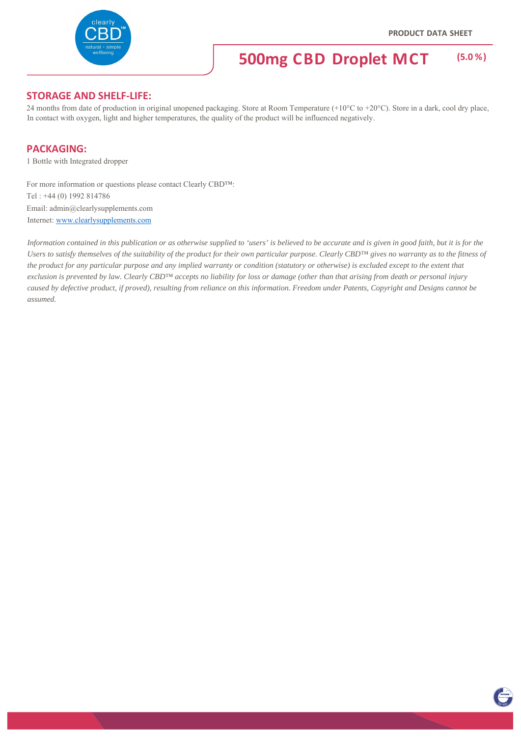## STORAGE AND SHELF-LIFE:

24 months from date of production in original unopened packaging. Store at Room Temperature (+10°C to +20°C). Store in a dark, cool dry place, In contact with oxygen, light and higher temperatures, the quality of the product will be influenced negatively.

## PACKAGING:

1 Bottle with Integrated dropper

For more information or questions please contact Clearly CBD™:
Tel : +44 (0) 1992 814786
Email: admin@clearlysupplements.com
Internet: [www.clearlysupplements.com](www.clearlysupplements.com)

*Information contained in this publication or as otherwise supplied to 'users' is believed to be accurate and is given in good faith, but it is for the Users to satisfy themselves of the suitability of the product for their own particular purpose. Clearly CBD™ gives no warranty as to the fitness of the product for any particular purpose and any implied warranty or condition (statutory or otherwise) is excluded except to the extent that exclusion is prevented by law. Clearly CBD™ accepts no liability for loss or damage (other than that arising from death or personal injury caused by defective product, if proved), resulting from reliance on this information. Freedom under Patents, Copyright and Designs cannot be assumed.*